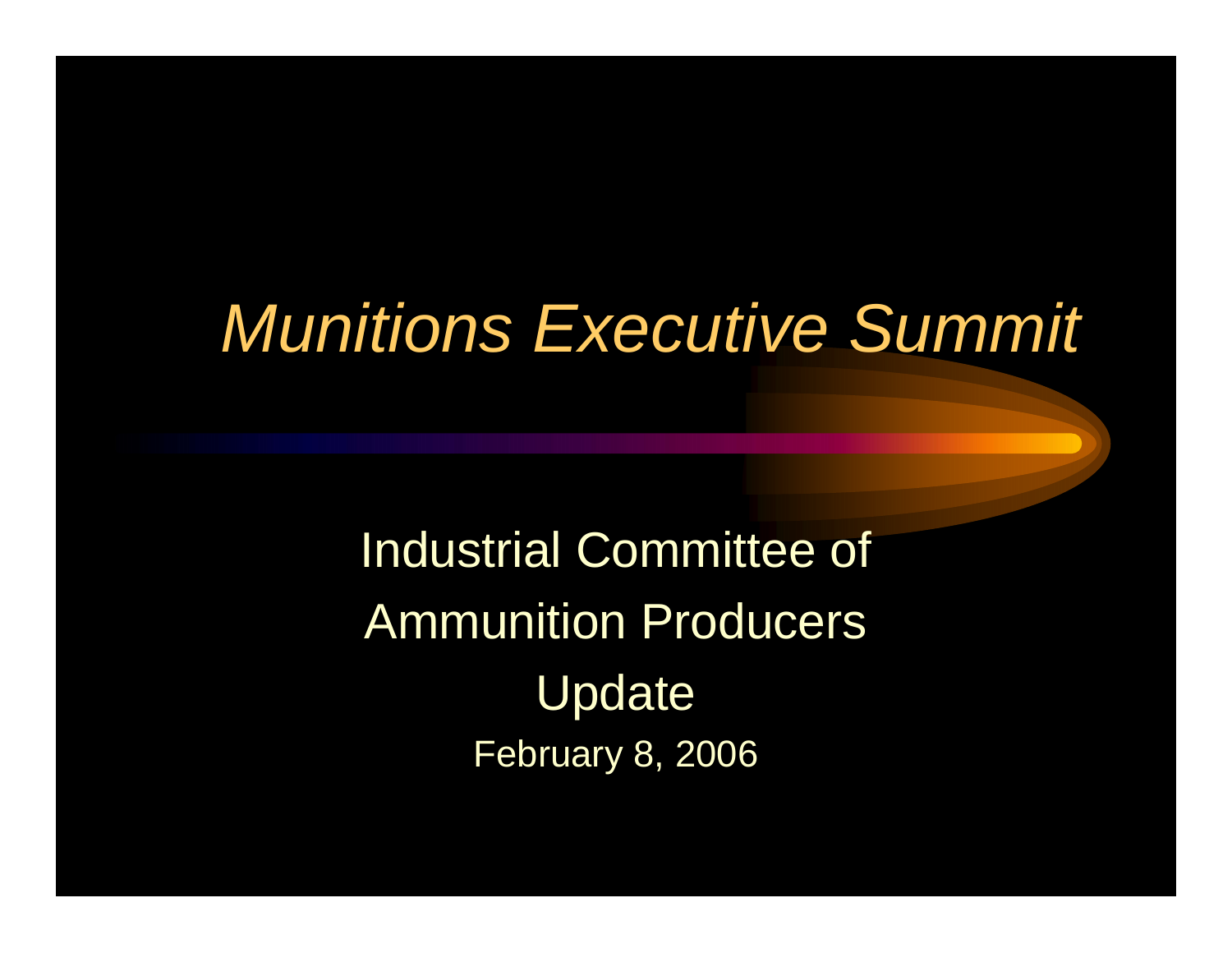# *Munitions Executive Summit*

Industrial Committee of Ammunition Producers

Update

February 8, 2006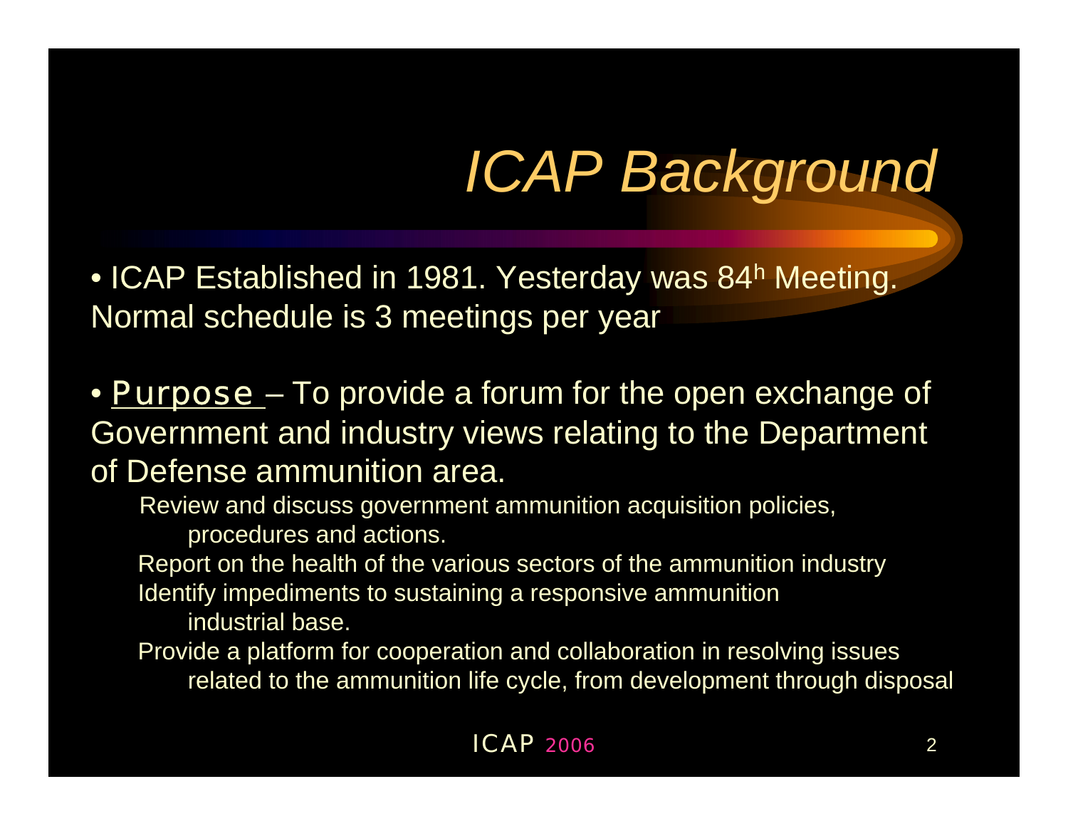# ICAP Background

- ICAP Established in 1981. Yesterday was 84h Meeting. Normal schedule is 3 meetings per year
- Purpose – To provide a forum for the open exchange of Government and industry views relating to the Department of Defense ammunition area.
  - Review and discuss government ammunition acquisition policies, procedures and actions.
  - Report on the health of the various sectors of the ammunition industry
  - Identify impediments to sustaining a responsive ammunition industrial base.
  - Provide a platform for cooperation and collaboration in resolving issues related to the ammunition life cycle, from development through disposal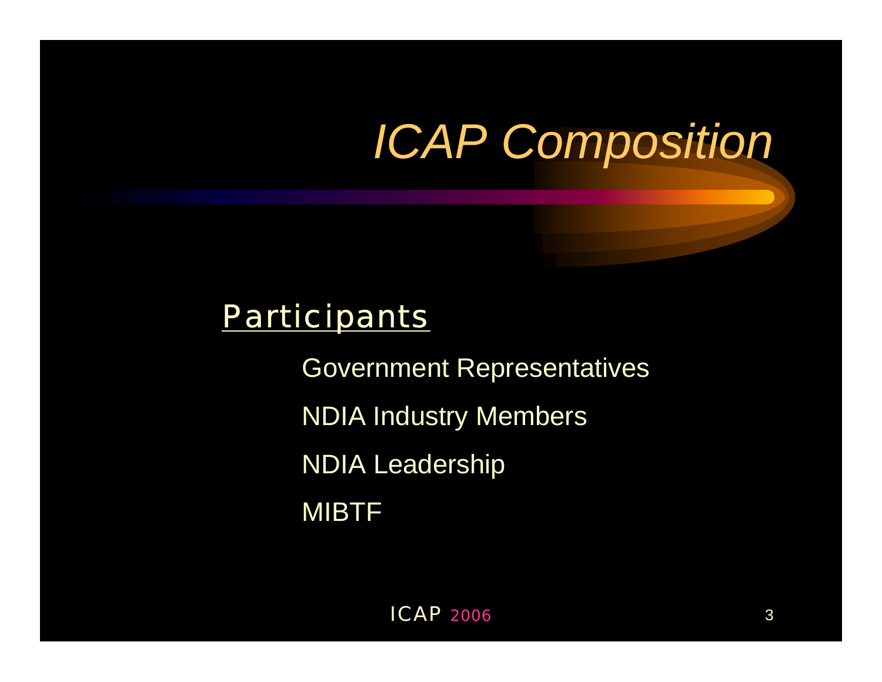# *ICAP Composition*

## Participants

- Government Representatives
- NDIA Industry Members
- NDIA Leadership
- MIBTF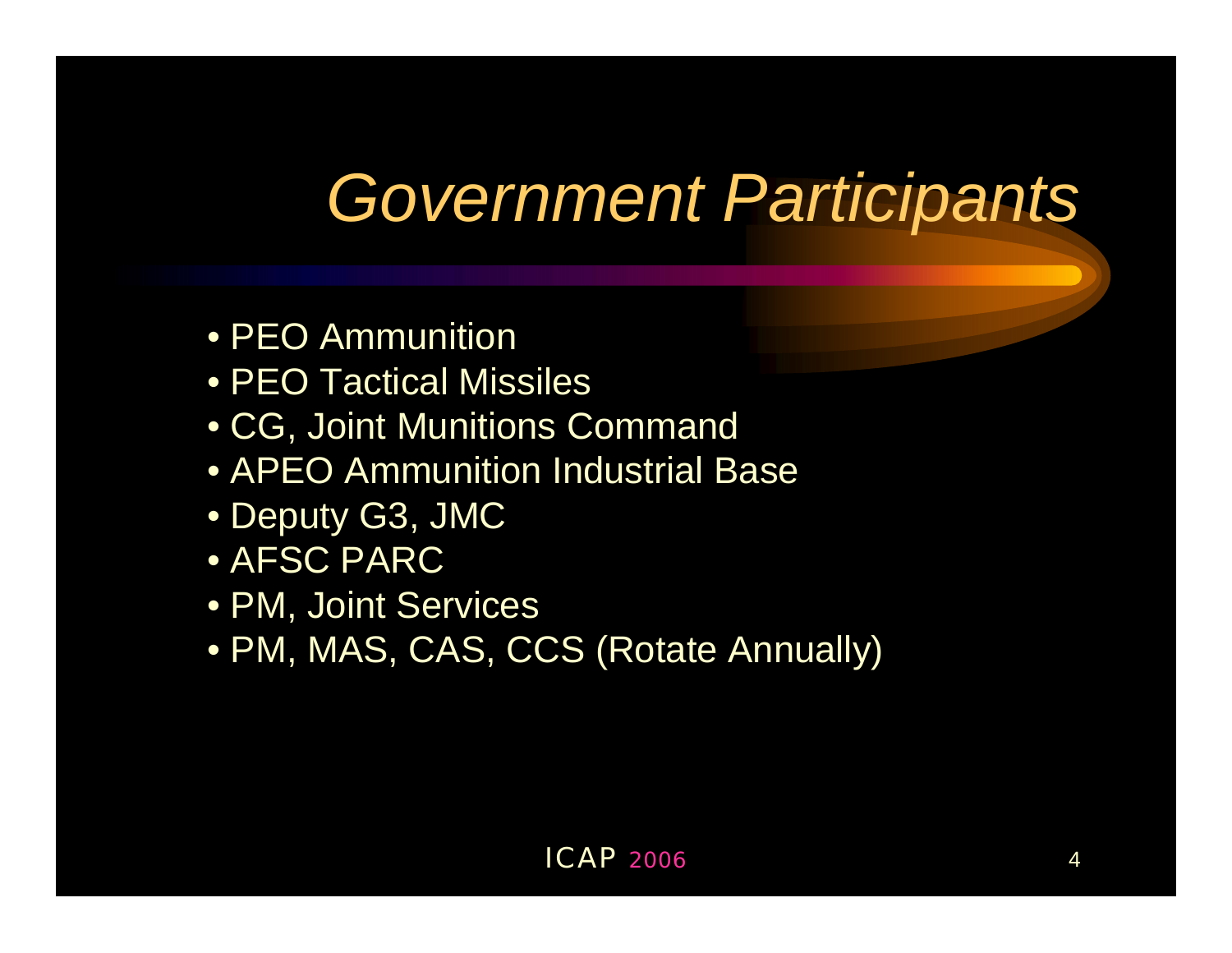# *Government Participants*

- PEO Ammunition
- PEO Tactical Missiles
- CG, Joint Munitions Command
- APEO Ammunition Industrial Base
- Deputy G3, JMC
- AFSC PARC
- PM, Joint Services
- PM, MAS, CAS, CCS (Rotate Annually)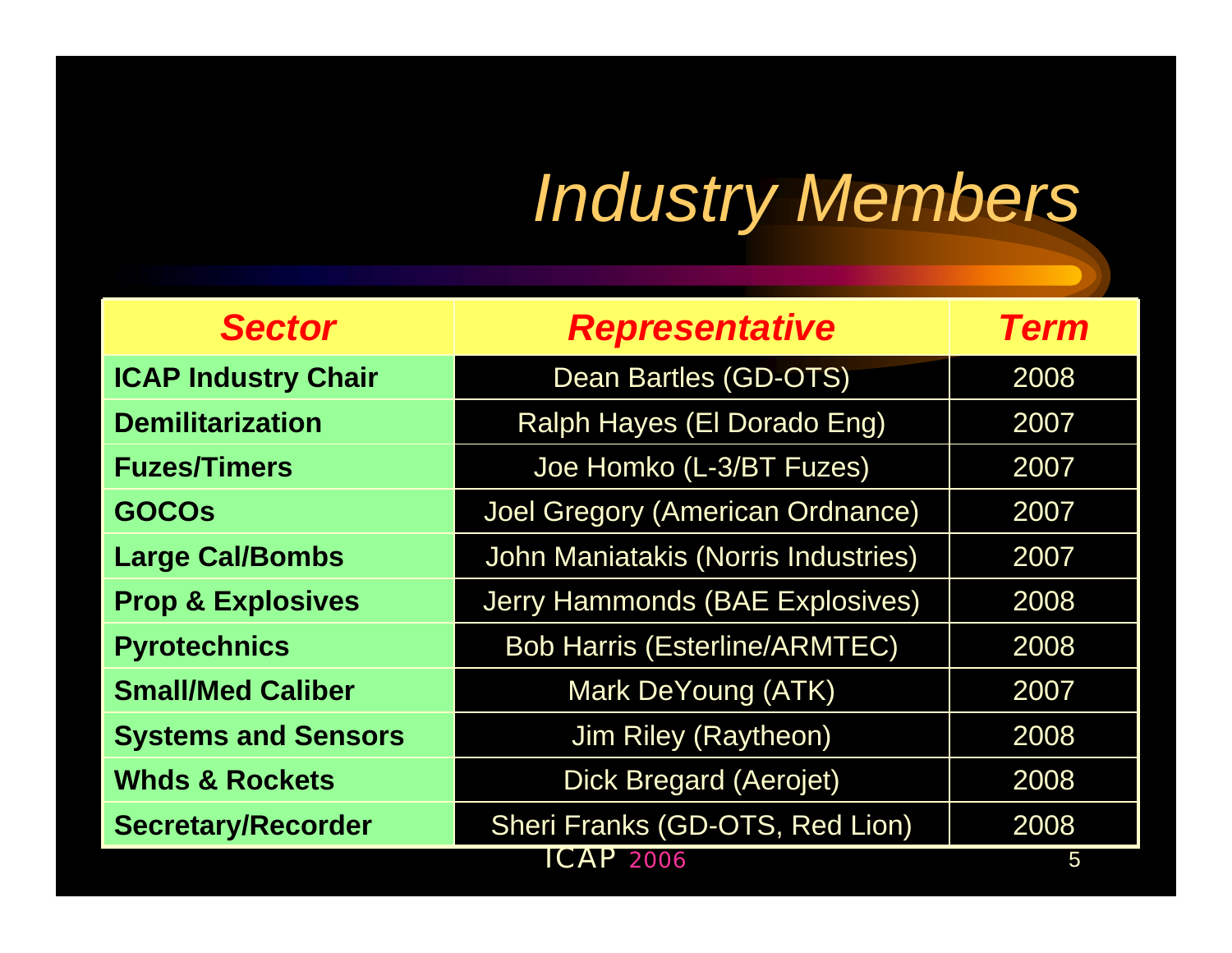# *Industry Members*

| *Sector* | *Representative* | *Term* |
|---|---|---|
| **ICAP Industry Chair** | Dean Bartles (GD-OTS) | 2008 |
| **Demilitarization** | Ralph Hayes (El Dorado Eng) | 2007 |
| **Fuzes/Timers** | Joe Homko (L-3/BT Fuzes) | 2007 |
| **GOCOs** | Joel Gregory (American Ordnance) | 2007 |
| **Large Cal/Bombs** | John Maniatakis (Norris Industries) | 2007 |
| **Prop & Explosives** | Jerry Hammonds (BAE Explosives) | 2008 |
| **Pyrotechnics** | Bob Harris (Esterline/ARMTEC) | 2008 |
| **Small/Med Caliber** | Mark DeYoung (ATK) | 2007 |
| **Systems and Sensors** | Jim Riley (Raytheon) | 2008 |
| **Whds & Rockets** | Dick Bregard (Aerojet) | 2008 |
| **Secretary/Recorder** | Sheri Franks (GD-OTS, Red Lion) | 2008 |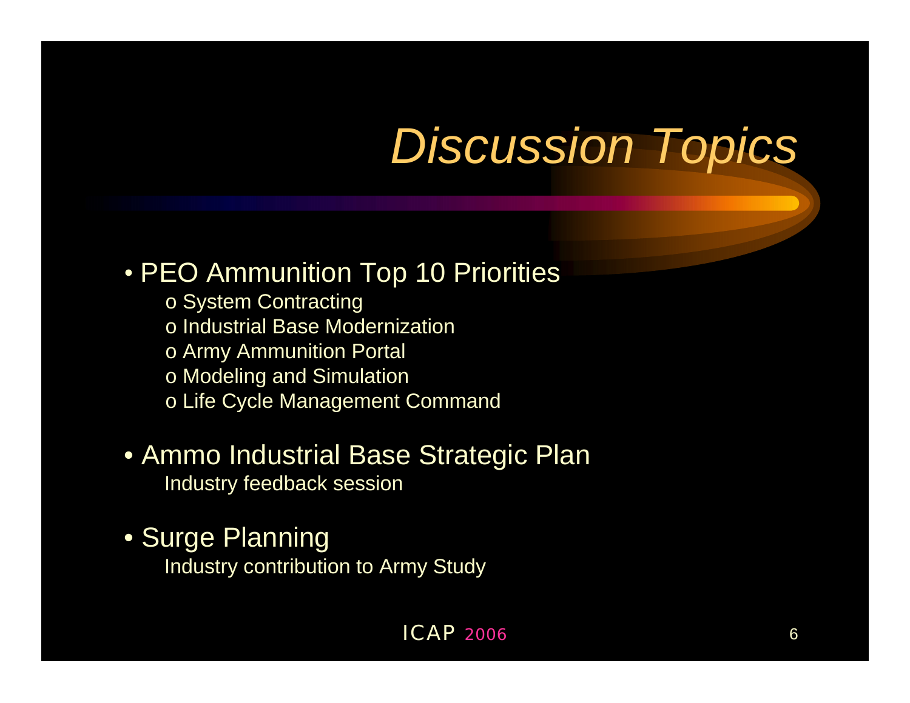# *Discussion Topics*

- PEO Ammunition Top 10 Priorities
  - o System Contracting
  - o Industrial Base Modernization
  - o Army Ammunition Portal
  - o Modeling and Simulation
  - o Life Cycle Management Command
- Ammo Industrial Base Strategic Plan
  
  Industry feedback session
- Surge Planning
  
  Industry contribution to Army Study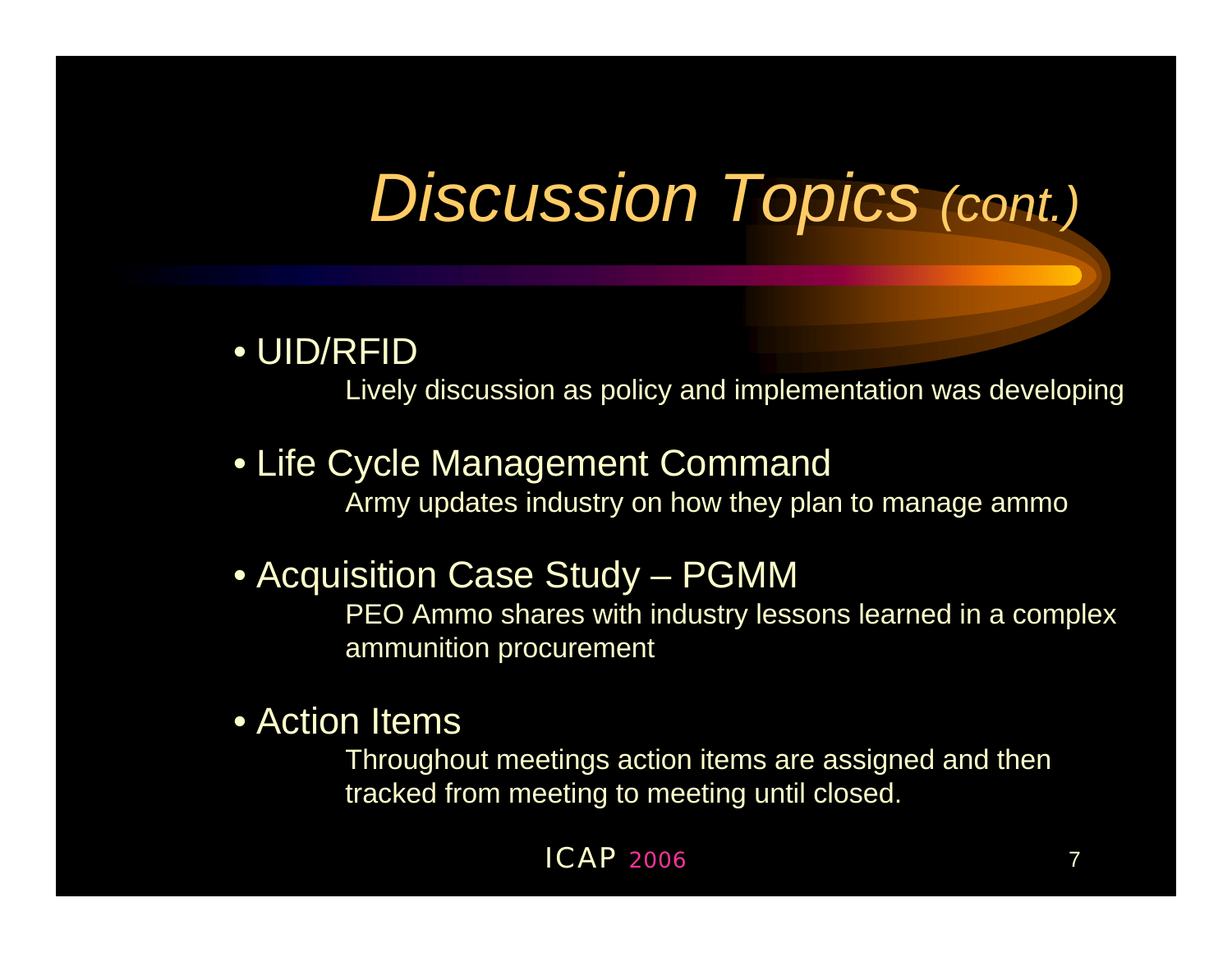# *Discussion Topics (cont.)*

- UID/RFID
  
  Lively discussion as policy and implementation was developing

- Life Cycle Management Command
  
  Army updates industry on how they plan to manage ammo

- Acquisition Case Study – PGMM
  
  PEO Ammo shares with industry lessons learned in a complex ammunition procurement

- Action Items
  
  Throughout meetings action items are assigned and then tracked from meeting to meeting until closed.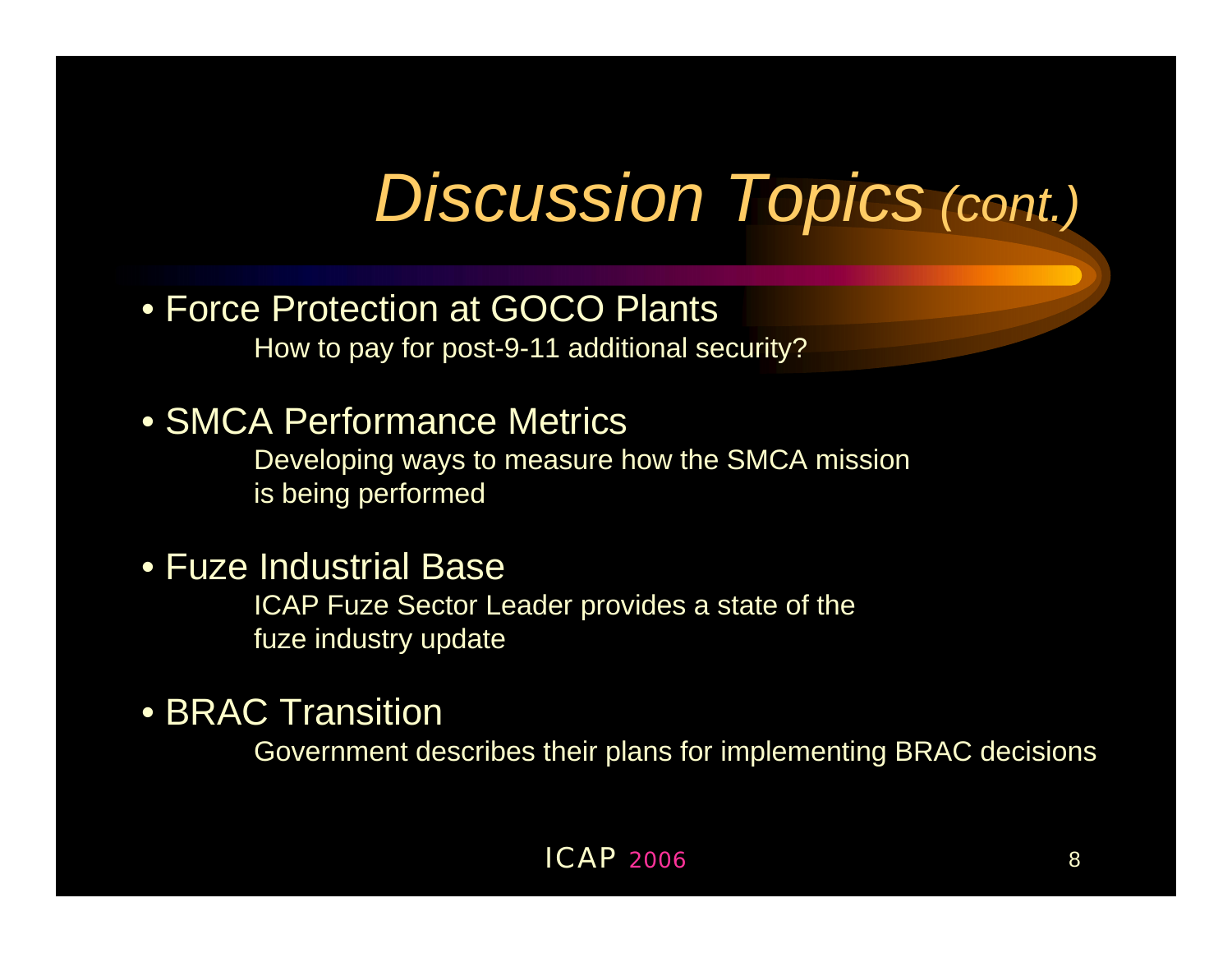# *Discussion Topics (cont.)*

- Force Protection at GOCO Plants
  How to pay for post-9-11 additional security?
- SMCA Performance Metrics
  Developing ways to measure how the SMCA mission is being performed
- Fuze Industrial Base
  ICAP Fuze Sector Leader provides a state of the fuze industry update
- BRAC Transition
  Government describes their plans for implementing BRAC decisions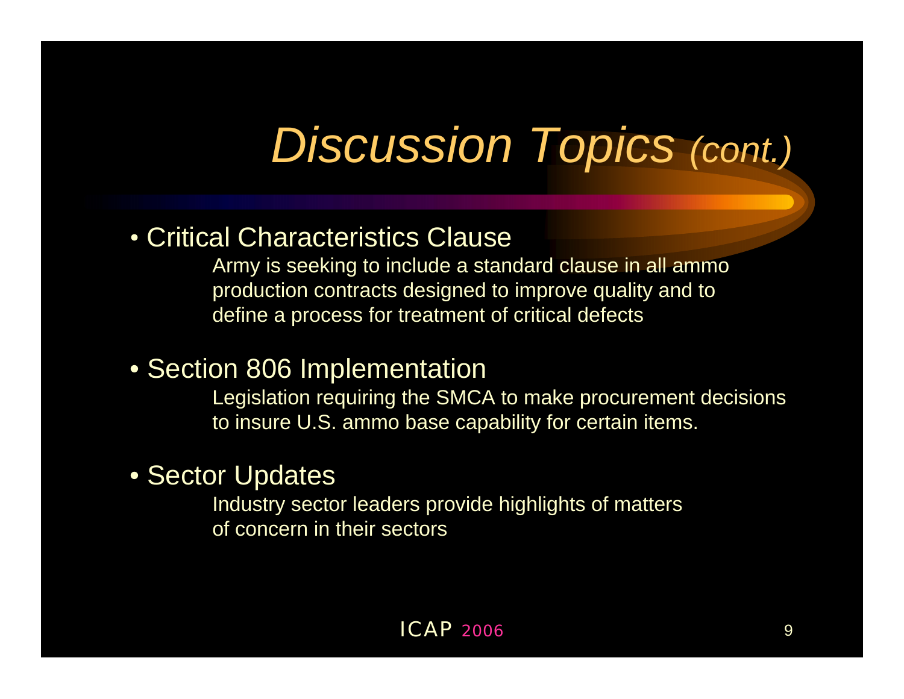# *Discussion Topics (cont.)*

- Critical Characteristics Clause

  Army is seeking to include a standard clause in all ammo production contracts designed to improve quality and to define a process for treatment of critical defects

- Section 806 Implementation

  Legislation requiring the SMCA to make procurement decisions to insure U.S. ammo base capability for certain items.

- Sector Updates

  Industry sector leaders provide highlights of matters of concern in their sectors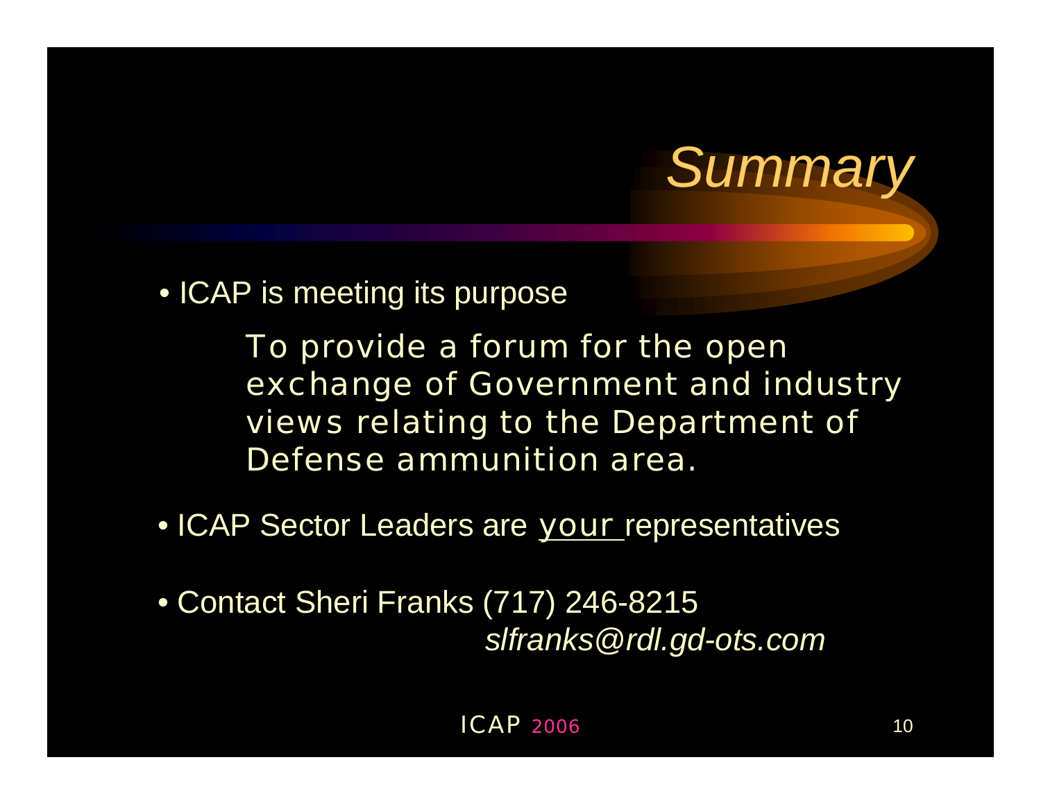# *Summary*

- ICAP is meeting its purpose

  To provide a forum for the open exchange of Government and industry views relating to the Department of Defense ammunition area.

- ICAP Sector Leaders are <u>your</u> representatives

- Contact Sheri Franks (717) 246-8215
  *slfranks@rdl.gd-ots.com*

ICAP 2006